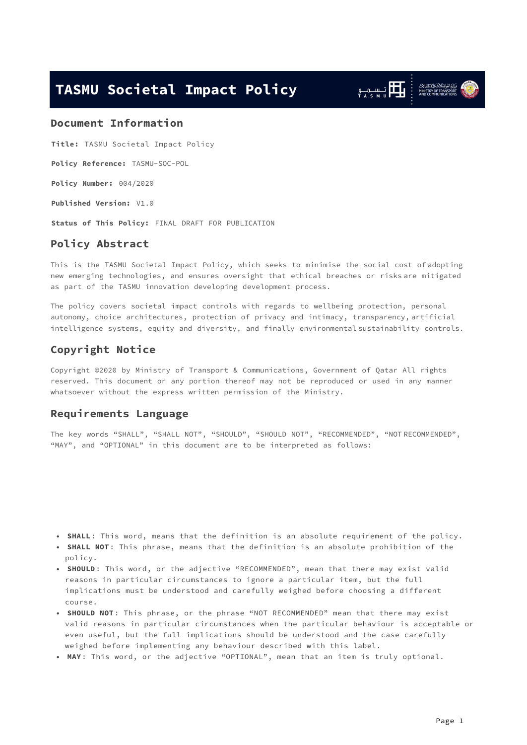# TASMU Societal Impact Policy

## Document Information

**Title:** TASMU Societal Impact Policy

**Policy Reference:** TASMU-SOC-POL

**Policy Number:** 004/2020

**Published Version:** V1.0

**Status of This Policy:** FINAL DRAFT FOR PUBLICATION

## Policy Abstract

This is the TASMU Societal Impact Policy, which seeks to minimise the social cost of adopting new emerging technologies, and ensures oversight that ethical breaches or risks are mitigated as part of the TASMU innovation developing development process.

The policy covers societal impact controls with regards to wellbeing protection, personal autonomy, choice architectures, protection of privacy and intimacy, transparency, artificial intelligence systems, equity and diversity, and finally environmental sustainability controls.

## Copyright Notice

Copyright ©2020 by Ministry of Transport & Communications, Government of Qatar All rights reserved. This document or any portion thereof may not be reproduced or used in any manner whatsoever without the express written permission of the Ministry.

## Requirements Language

The key words "SHALL", "SHALL NOT", "SHOULD", "SHOULD NOT", "RECOMMENDED", "NOT RECOMMENDED", "MAY", and "OPTIONAL" in this document are to be interpreted as follows:

- **SHALL**: This word, means that the definition is an absolute requirement of the policy.
- **SHALL NOT**: This phrase, means that the definition is an absolute prohibition of the policy.
- **SHOULD**: This word, or the adjective "RECOMMENDED", mean that there may exist valid reasons in particular circumstances to ignore a particular item, but the full implications must be understood and carefully weighed before choosing a different course.
- **SHOULD NOT**: This phrase, or the phrase "NOT RECOMMENDED" mean that there may exist valid reasons in particular circumstances when the particular behaviour is acceptable or even useful, but the full implications should be understood and the case carefully weighed before implementing any behaviour described with this label.
- **MAY**: This word, or the adjective "OPTIONAL", mean that an item is truly optional.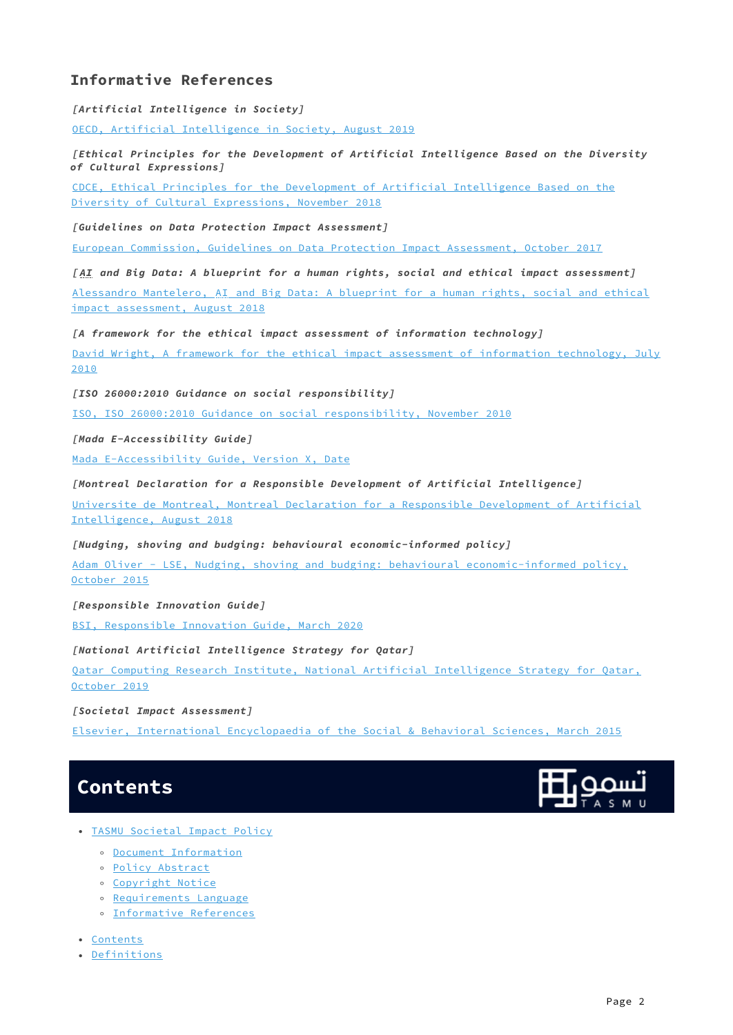## Informative References

*[Artificial Intelligence in Society]*

OECD, Artificial Intelligence in Society, August 2019

*[Ethical Principles for the Development of Artificial Intelligence Based on the Diversity of Cultural Expressions]*

CDCE, Ethical Principles for the Development of Artificial Intelligence Based on the Diversity of Cultural Expressions, November 2018

*[Guidelines on Data Protection Impact Assessment]*

European Commission, Guidelines on Data Protection Impact Assessment, October 2017

*[AI and Big Data: A blueprint for a human rights, social and ethical impact assessment]*

Alessandro Mantelero, AI and Big Data: A blueprint for a human rights, social and ethical impact assessment, August 2018

*[A framework for the ethical impact assessment of information technology]*

David Wright, A framework for the ethical impact assessment of information technology, July 2010

*[ISO 26000:2010 Guidance on social responsibility]*

ISO, ISO 26000:2010 Guidance on social responsibility, November 2010

*[Mada E-Accessibility Guide]*

Mada E-Accessibility Guide, Version X, Date

*[Montreal Declaration for a Responsible Development of Artificial Intelligence]*

Universite de Montreal, Montreal Declaration for a Responsible Development of Artificial Intelligence, August 2018

*[Nudging, shoving and budging: behavioural economic-informed policy]*

Adam Oliver - LSE, Nudging, shoving and budging: behavioural economic-informed policy, October 2015

*[Responsible Innovation Guide]*

BSI, Responsible Innovation Guide, March 2020

*[National Artificial Intelligence Strategy for Qatar]*

Qatar Computing Research Institute, National Artificial Intelligence Strategy for Qatar, October 2019

*[Societal Impact Assessment]*

Elsevier, International Encyclopaedia of the Social & Behavioral Sciences, March 2015

# Contents

- TASMU Societal Impact Policy
  - Document Information
  - Policy Abstract
  - Copyright Notice
  - Requirements Language
  - Informative References
- Contents
- Definitions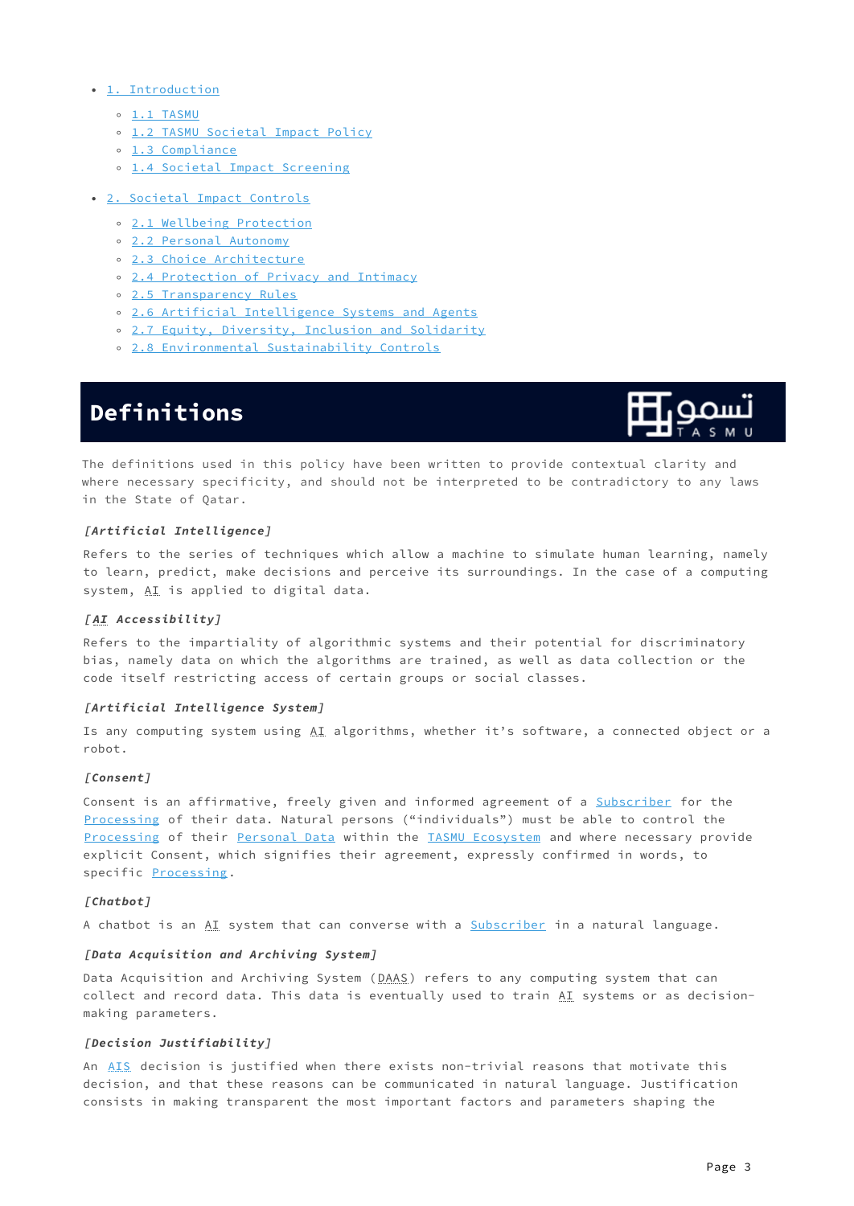- 1. Introduction
  - 1.1 TASMU
  - 1.2 TASMU Societal Impact Policy
  - 1.3 Compliance
  - 1.4 Societal Impact Screening
- 2. Societal Impact Controls
  - 2.1 Wellbeing Protection
  - 2.2 Personal Autonomy
  - 2.3 Choice Architecture
  - 2.4 Protection of Privacy and Intimacy
  - 2.5 Transparency Rules
  - 2.6 Artificial Intelligence Systems and Agents
  - 2.7 Equity, Diversity, Inclusion and Solidarity
  - 2.8 Environmental Sustainability Controls

# Definitions

The definitions used in this policy have been written to provide contextual clarity and where necessary specificity, and should not be interpreted to be contradictory to any laws in the State of Qatar.

***[Artificial Intelligence]***

Refers to the series of techniques which allow a machine to simulate human learning, namely to learn, predict, make decisions and perceive its surroundings. In the case of a computing system, AI is applied to digital data.

***[AI Accessibility]***

Refers to the impartiality of algorithmic systems and their potential for discriminatory bias, namely data on which the algorithms are trained, as well as data collection or the code itself restricting access of certain groups or social classes.

***[Artificial Intelligence System]***

Is any computing system using AI algorithms, whether it's software, a connected object or a robot.

***[Consent]***

Consent is an affirmative, freely given and informed agreement of a Subscriber for the Processing of their data. Natural persons ("individuals") must be able to control the Processing of their Personal Data within the TASMU Ecosystem and where necessary provide explicit Consent, which signifies their agreement, expressly confirmed in words, to specific Processing.

***[Chatbot]***

A chatbot is an AI system that can converse with a Subscriber in a natural language.

***[Data Acquisition and Archiving System]***

Data Acquisition and Archiving System (DAAS) refers to any computing system that can collect and record data. This data is eventually used to train AI systems or as decision-making parameters.

***[Decision Justifiability]***

An AIS decision is justified when there exists non-trivial reasons that motivate this decision, and that these reasons can be communicated in natural language. Justification consists in making transparent the most important factors and parameters shaping the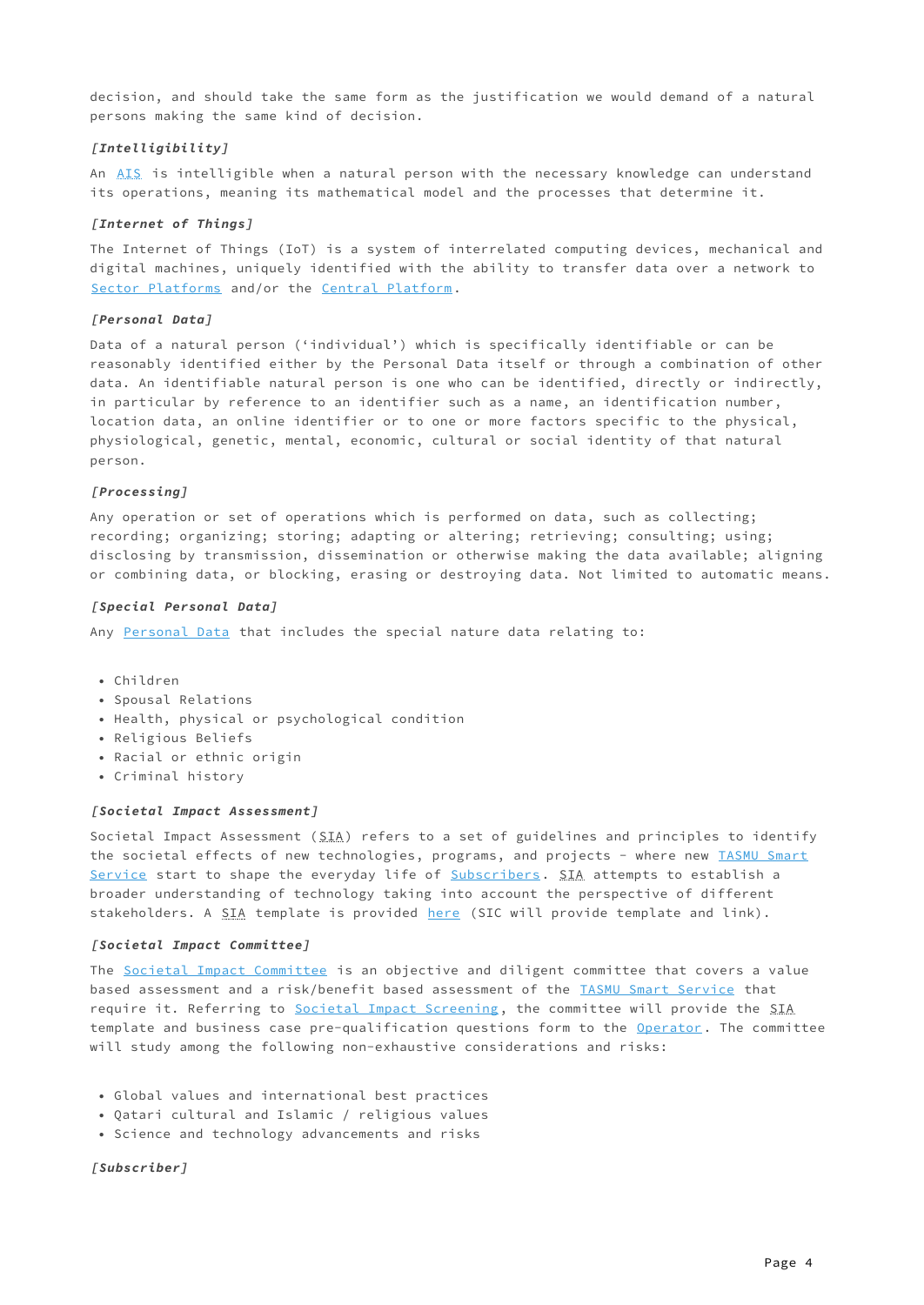decision, and should take the same form as the justification we would demand of a natural persons making the same kind of decision.

***[Intelligibility]***

An AIS is intelligible when a natural person with the necessary knowledge can understand its operations, meaning its mathematical model and the processes that determine it.

***[Internet of Things]***

The Internet of Things (IoT) is a system of interrelated computing devices, mechanical and digital machines, uniquely identified with the ability to transfer data over a network to Sector Platforms and/or the Central Platform.

***[Personal Data]***

Data of a natural person ('individual') which is specifically identifiable or can be reasonably identified either by the Personal Data itself or through a combination of other data. An identifiable natural person is one who can be identified, directly or indirectly, in particular by reference to an identifier such as a name, an identification number, location data, an online identifier or to one or more factors specific to the physical, physiological, genetic, mental, economic, cultural or social identity of that natural person.

***[Processing]***

Any operation or set of operations which is performed on data, such as collecting; recording; organizing; storing; adapting or altering; retrieving; consulting; using; disclosing by transmission, dissemination or otherwise making the data available; aligning or combining data, or blocking, erasing or destroying data. Not limited to automatic means.

***[Special Personal Data]***

Any Personal Data that includes the special nature data relating to:

- Children
- Spousal Relations
- Health, physical or psychological condition
- Religious Beliefs
- Racial or ethnic origin
- Criminal history

***[Societal Impact Assessment]***

Societal Impact Assessment (SIA) refers to a set of guidelines and principles to identify the societal effects of new technologies, programs, and projects - where new TASMU Smart Service start to shape the everyday life of Subscribers. SIA attempts to establish a broader understanding of technology taking into account the perspective of different stakeholders. A SIA template is provided here (SIC will provide template and link).

***[Societal Impact Committee]***

The Societal Impact Committee is an objective and diligent committee that covers a value based assessment and a risk/benefit based assessment of the TASMU Smart Service that require it. Referring to Societal Impact Screening, the committee will provide the SIA template and business case pre-qualification questions form to the Operator. The committee will study among the following non-exhaustive considerations and risks:

- Global values and international best practices
- Qatari cultural and Islamic / religious values
- Science and technology advancements and risks

***[Subscriber]***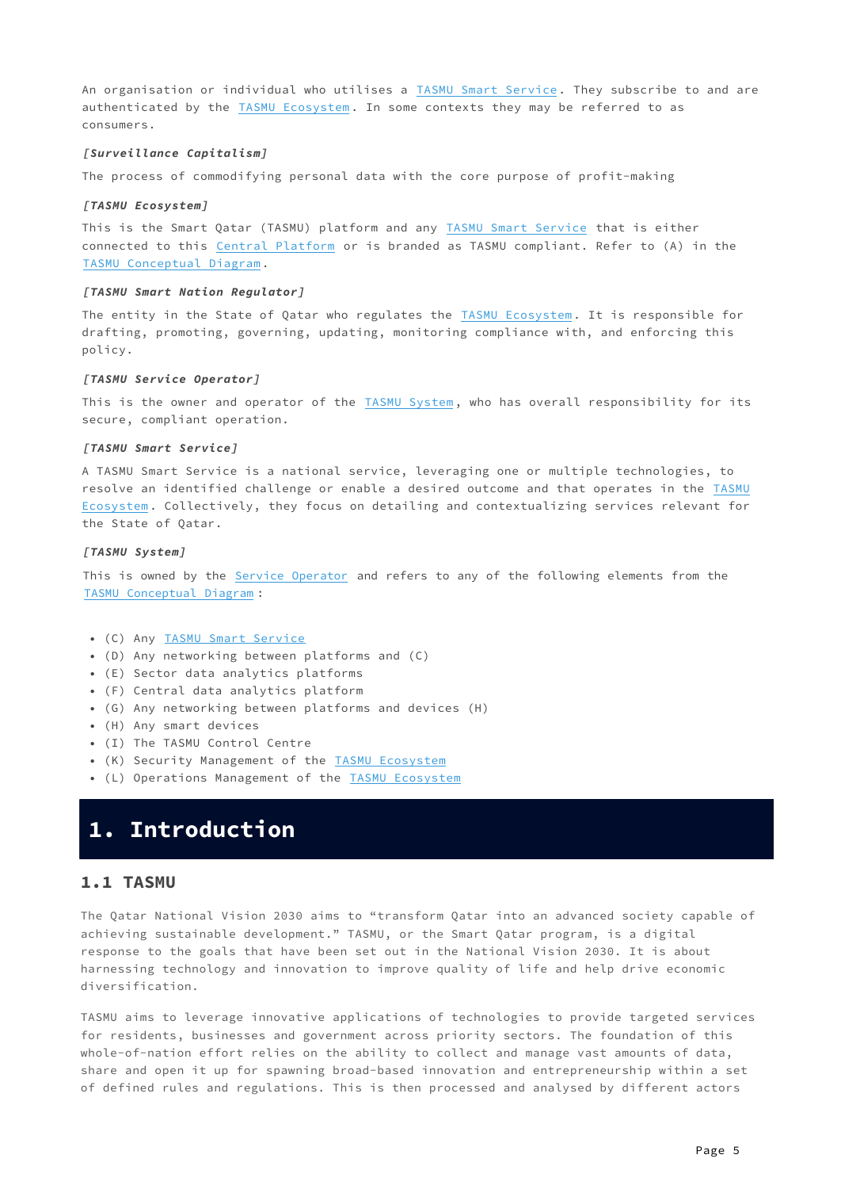An organisation or individual who utilises a TASMU Smart Service. They subscribe to and are authenticated by the TASMU Ecosystem. In some contexts they may be referred to as consumers.

***[Surveillance Capitalism]***

The process of commodifying personal data with the core purpose of profit-making

***[TASMU Ecosystem]***

This is the Smart Qatar (TASMU) platform and any TASMU Smart Service that is either connected to this Central Platform or is branded as TASMU compliant. Refer to (A) in the TASMU Conceptual Diagram.

***[TASMU Smart Nation Regulator]***

The entity in the State of Qatar who regulates the TASMU Ecosystem. It is responsible for drafting, promoting, governing, updating, monitoring compliance with, and enforcing this policy.

***[TASMU Service Operator]***

This is the owner and operator of the TASMU System, who has overall responsibility for its secure, compliant operation.

***[TASMU Smart Service]***

A TASMU Smart Service is a national service, leveraging one or multiple technologies, to resolve an identified challenge or enable a desired outcome and that operates in the TASMU Ecosystem. Collectively, they focus on detailing and contextualizing services relevant for the State of Qatar.

***[TASMU System]***

This is owned by the Service Operator and refers to any of the following elements from the TASMU Conceptual Diagram:

- (C) Any TASMU Smart Service
- (D) Any networking between platforms and (C)
- (E) Sector data analytics platforms
- (F) Central data analytics platform
- (G) Any networking between platforms and devices (H)
- (H) Any smart devices
- (I) The TASMU Control Centre
- (K) Security Management of the TASMU Ecosystem
- (L) Operations Management of the TASMU Ecosystem

# 1. Introduction

## 1.1 TASMU

The Qatar National Vision 2030 aims to “transform Qatar into an advanced society capable of achieving sustainable development.” TASMU, or the Smart Qatar program, is a digital response to the goals that have been set out in the National Vision 2030. It is about harnessing technology and innovation to improve quality of life and help drive economic diversification.

TASMU aims to leverage innovative applications of technologies to provide targeted services for residents, businesses and government across priority sectors. The foundation of this whole-of-nation effort relies on the ability to collect and manage vast amounts of data, share and open it up for spawning broad-based innovation and entrepreneurship within a set of defined rules and regulations. This is then processed and analysed by different actors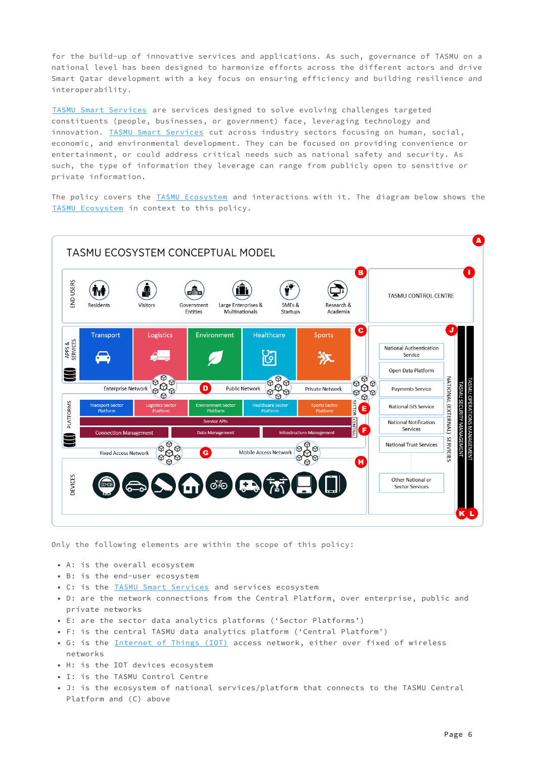for the build-up of innovative services and applications. As such, governance of TASMU on a national level has been designed to harmonize efforts across the different actors and drive Smart Qatar development with a key focus on ensuring efficiency and building resilience and interoperability.

TASMU Smart Services are services designed to solve evolving challenges targeted constituents (people, businesses, or government) face, leveraging technology and innovation. TASMU Smart Services cut across industry sectors focusing on human, social, economic, and environmental development. They can be focused on providing convenience or entertainment, or could address critical needs such as national safety and security. As such, the type of information they leverage can range from publicly open to sensitive or private information.

The policy covers the TASMU Ecosystem and interactions with it. The diagram below shows the TASMU Ecosystem in context to this policy.

TASMU ECOSYSTEM CONCEPTUAL MODEL

Only the following elements are within the scope of this policy:

- A: is the overall ecosystem
- B: is the end-user ecosystem
- C: is the TASMU Smart Services and services ecosystem
- D: are the network connections from the Central Platform, over enterprise, public and private networks
- E: are the sector data analytics platforms ('Sector Platforms')
- F: is the central TASMU data analytics platform ('Central Platform')
- G: is the Internet of Things (IOT) access network, either over fixed of wireless networks
- H: is the IOT devices ecosystem
- I: is the TASMU Control Centre
- J: is the ecosystem of national services/platform that connects to the TASMU Central Platform and (C) above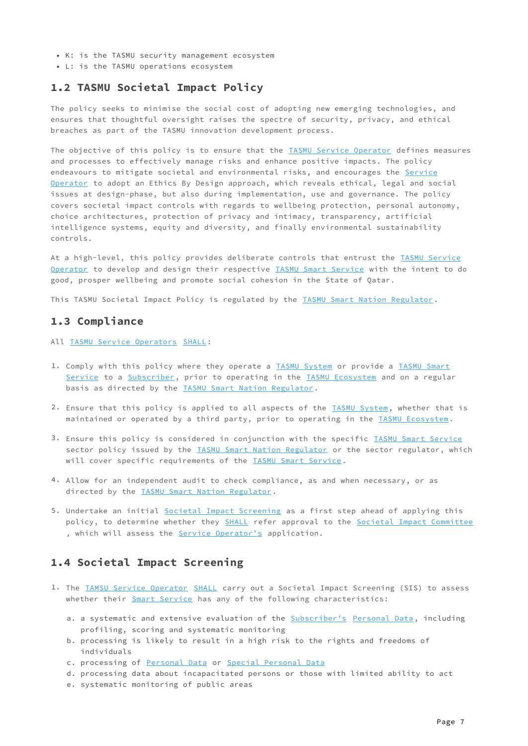- K: is the TASMU security management ecosystem
- L: is the TASMU operations ecosystem

## 1.2 TASMU Societal Impact Policy

The policy seeks to minimise the social cost of adopting new emerging technologies, and ensures that thoughtful oversight raises the spectre of security, privacy, and ethical breaches as part of the TASMU innovation development process.

The objective of this policy is to ensure that the TASMU Service Operator defines measures and processes to effectively manage risks and enhance positive impacts. The policy endeavours to mitigate societal and environmental risks, and encourages the Service Operator to adopt an Ethics By Design approach, which reveals ethical, legal and social issues at design-phase, but also during implementation, use and governance. The policy covers societal impact controls with regards to wellbeing protection, personal autonomy, choice architectures, protection of privacy and intimacy, transparency, artificial intelligence systems, equity and diversity, and finally environmental sustainability controls.

At a high-level, this policy provides deliberate controls that entrust the TASMU Service Operator to develop and design their respective TASMU Smart Service with the intent to do good, prosper wellbeing and promote social cohesion in the State of Qatar.

This TASMU Societal Impact Policy is regulated by the TASMU Smart Nation Regulator.

## 1.3 Compliance

All TASMU Service Operators SHALL:

1. Comply with this policy where they operate a TASMU System or provide a TASMU Smart Service to a Subscriber, prior to operating in the TASMU Ecosystem and on a regular basis as directed by the TASMU Smart Nation Regulator.

2. Ensure that this policy is applied to all aspects of the TASMU System, whether that is maintained or operated by a third party, prior to operating in the TASMU Ecosystem.

3. Ensure this policy is considered in conjunction with the specific TASMU Smart Service sector policy issued by the TASMU Smart Nation Regulator or the sector regulator, which will cover specific requirements of the TASMU Smart Service.

4. Allow for an independent audit to check compliance, as and when necessary, or as directed by the TASMU Smart Nation Regulator.

5. Undertake an initial Societal Impact Screening as a first step ahead of applying this policy, to determine whether they SHALL refer approval to the Societal Impact Committee , which will assess the Service Operator's application.

## 1.4 Societal Impact Screening

1. The TAMSU Service Operator SHALL carry out a Societal Impact Screening (SIS) to assess whether their Smart Service has any of the following characteristics:

   a. a systematic and extensive evaluation of the Subscriber's Personal Data, including profiling, scoring and systematic monitoring
   b. processing is likely to result in a high risk to the rights and freedoms of individuals
   c. processing of Personal Data or Special Personal Data
   d. processing data about incapacitated persons or those with limited ability to act
   e. systematic monitoring of public areas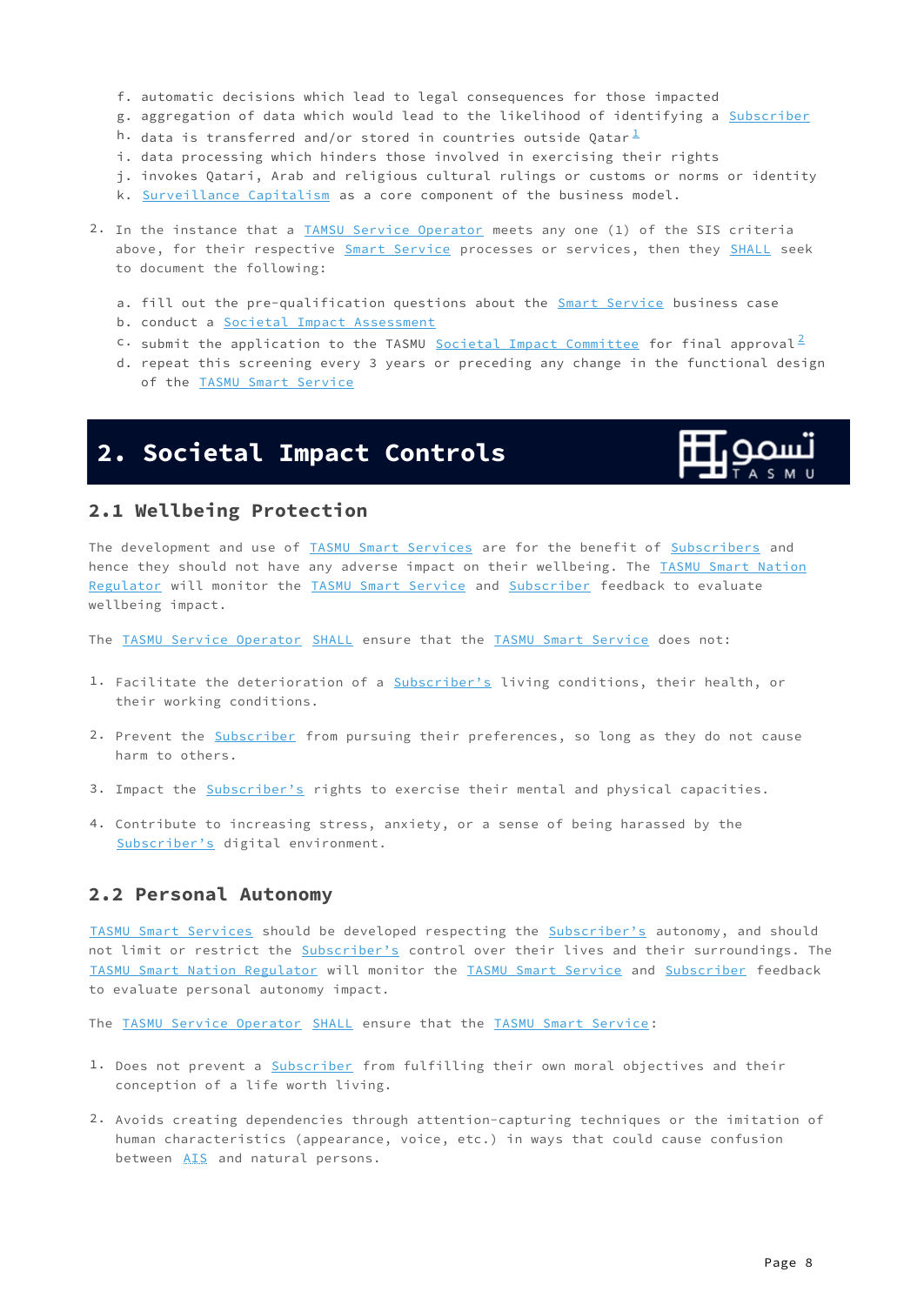f. automatic decisions which lead to legal consequences for those impacted
g. aggregation of data which would lead to the likelihood of identifying a Subscriber
h. data is transferred and/or stored in countries outside Qatar[1]
i. data processing which hinders those involved in exercising their rights
j. invokes Qatari, Arab and religious cultural rulings or customs or norms or identity
k. Surveillance Capitalism as a core component of the business model.

2. In the instance that a TAMSU Service Operator meets any one (1) of the SIS criteria above, for their respective Smart Service processes or services, then they SHALL seek to document the following:

   a. fill out the pre-qualification questions about the Smart Service business case
   b. conduct a Societal Impact Assessment
   c. submit the application to the TASMU Societal Impact Committee for final approval[2]
   d. repeat this screening every 3 years or preceding any change in the functional design of the TASMU Smart Service

# 2. Societal Impact Controls

## 2.1 Wellbeing Protection

The development and use of TASMU Smart Services are for the benefit of Subscribers and hence they should not have any adverse impact on their wellbeing. The TASMU Smart Nation Regulator will monitor the TASMU Smart Service and Subscriber feedback to evaluate wellbeing impact.

The TASMU Service Operator SHALL ensure that the TASMU Smart Service does not:

1. Facilitate the deterioration of a Subscriber's living conditions, their health, or their working conditions.

2. Prevent the Subscriber from pursuing their preferences, so long as they do not cause harm to others.

3. Impact the Subscriber's rights to exercise their mental and physical capacities.

4. Contribute to increasing stress, anxiety, or a sense of being harassed by the Subscriber's digital environment.

## 2.2 Personal Autonomy

TASMU Smart Services should be developed respecting the Subscriber's autonomy, and should not limit or restrict the Subscriber's control over their lives and their surroundings. The TASMU Smart Nation Regulator will monitor the TASMU Smart Service and Subscriber feedback to evaluate personal autonomy impact.

The TASMU Service Operator SHALL ensure that the TASMU Smart Service:

1. Does not prevent a Subscriber from fulfilling their own moral objectives and their conception of a life worth living.

2. Avoids creating dependencies through attention-capturing techniques or the imitation of human characteristics (appearance, voice, etc.) in ways that could cause confusion between AIS and natural persons.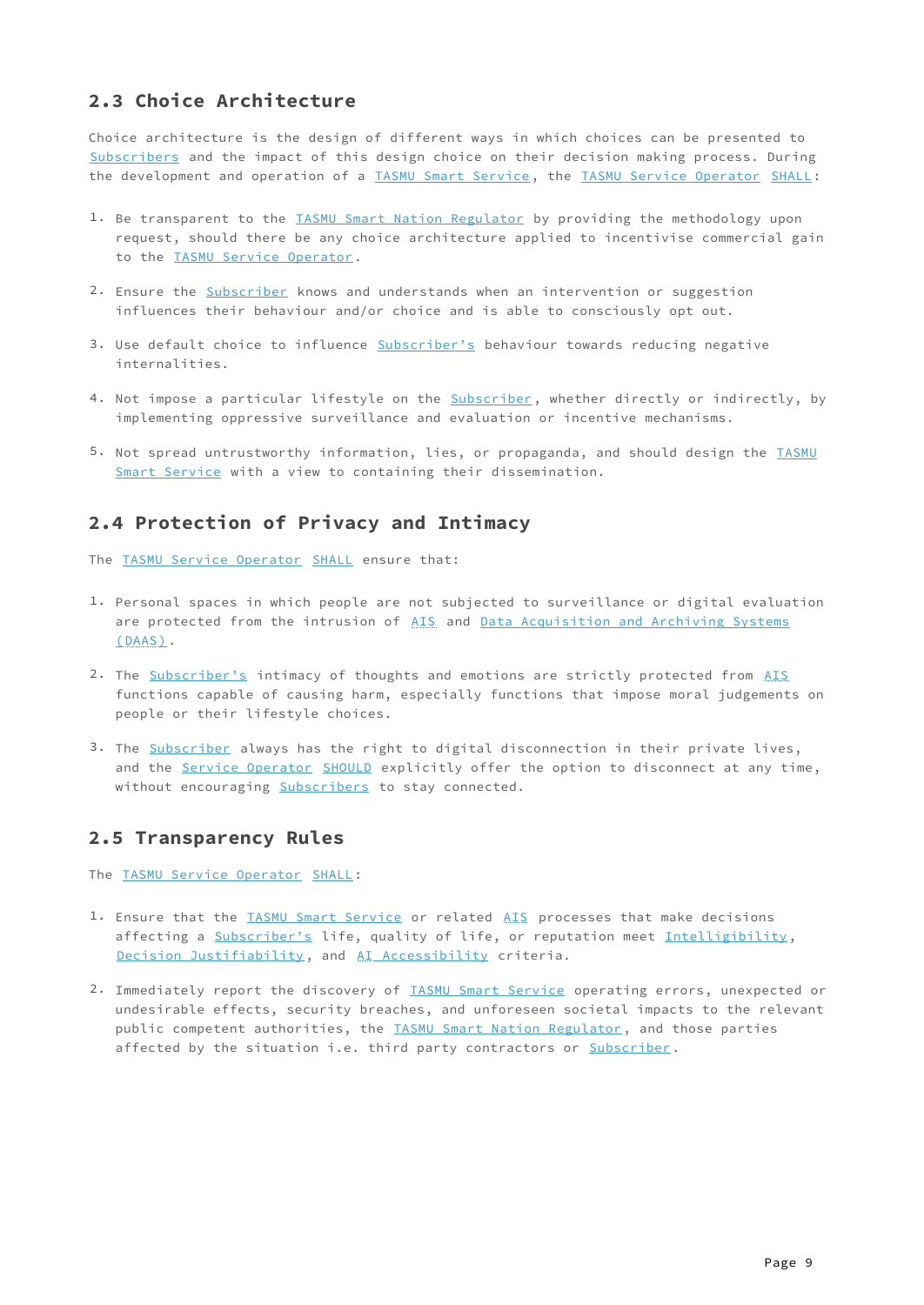## 2.3 Choice Architecture

Choice architecture is the design of different ways in which choices can be presented to Subscribers and the impact of this design choice on their decision making process. During the development and operation of a TASMU Smart Service, the TASMU Service Operator SHALL:

1. Be transparent to the TASMU Smart Nation Regulator by providing the methodology upon request, should there be any choice architecture applied to incentivise commercial gain to the TASMU Service Operator.
2. Ensure the Subscriber knows and understands when an intervention or suggestion influences their behaviour and/or choice and is able to consciously opt out.
3. Use default choice to influence Subscriber's behaviour towards reducing negative internalities.
4. Not impose a particular lifestyle on the Subscriber, whether directly or indirectly, by implementing oppressive surveillance and evaluation or incentive mechanisms.
5. Not spread untrustworthy information, lies, or propaganda, and should design the TASMU Smart Service with a view to containing their dissemination.

## 2.4 Protection of Privacy and Intimacy

The TASMU Service Operator SHALL ensure that:

1. Personal spaces in which people are not subjected to surveillance or digital evaluation are protected from the intrusion of AIS and Data Acquisition and Archiving Systems (DAAS).
2. The Subscriber's intimacy of thoughts and emotions are strictly protected from AIS functions capable of causing harm, especially functions that impose moral judgements on people or their lifestyle choices.
3. The Subscriber always has the right to digital disconnection in their private lives, and the Service Operator SHOULD explicitly offer the option to disconnect at any time, without encouraging Subscribers to stay connected.

## 2.5 Transparency Rules

The TASMU Service Operator SHALL:

1. Ensure that the TASMU Smart Service or related AIS processes that make decisions affecting a Subscriber's life, quality of life, or reputation meet Intelligibility, Decision Justifiability, and AI Accessibility criteria.
2. Immediately report the discovery of TASMU Smart Service operating errors, unexpected or undesirable effects, security breaches, and unforeseen societal impacts to the relevant public competent authorities, the TASMU Smart Nation Regulator, and those parties affected by the situation i.e. third party contractors or Subscriber.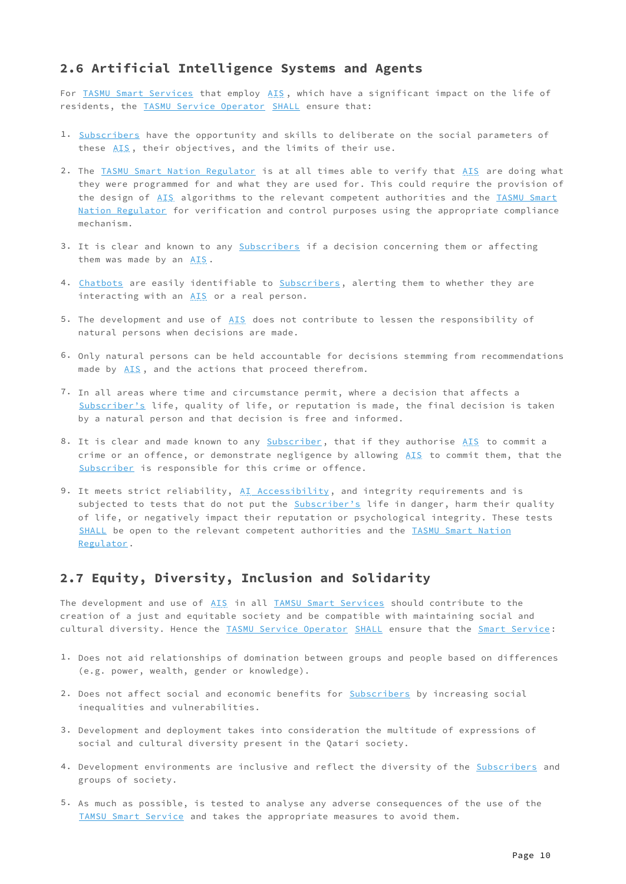## 2.6 Artificial Intelligence Systems and Agents

For TASMU Smart Services that employ AIS, which have a significant impact on the life of residents, the TASMU Service Operator SHALL ensure that:

1. Subscribers have the opportunity and skills to deliberate on the social parameters of these AIS, their objectives, and the limits of their use.
2. The TASMU Smart Nation Regulator is at all times able to verify that AIS are doing what they were programmed for and what they are used for. This could require the provision of the design of AIS algorithms to the relevant competent authorities and the TASMU Smart Nation Regulator for verification and control purposes using the appropriate compliance mechanism.
3. It is clear and known to any Subscribers if a decision concerning them or affecting them was made by an AIS.
4. Chatbots are easily identifiable to Subscribers, alerting them to whether they are interacting with an AIS or a real person.
5. The development and use of AIS does not contribute to lessen the responsibility of natural persons when decisions are made.
6. Only natural persons can be held accountable for decisions stemming from recommendations made by AIS, and the actions that proceed therefrom.
7. In all areas where time and circumstance permit, where a decision that affects a Subscriber's life, quality of life, or reputation is made, the final decision is taken by a natural person and that decision is free and informed.
8. It is clear and made known to any Subscriber, that if they authorise AIS to commit a crime or an offence, or demonstrate negligence by allowing AIS to commit them, that the Subscriber is responsible for this crime or offence.
9. It meets strict reliability, AI Accessibility, and integrity requirements and is subjected to tests that do not put the Subscriber's life in danger, harm their quality of life, or negatively impact their reputation or psychological integrity. These tests SHALL be open to the relevant competent authorities and the TASMU Smart Nation Regulator.

## 2.7 Equity, Diversity, Inclusion and Solidarity

The development and use of AIS in all TAMSU Smart Services should contribute to the creation of a just and equitable society and be compatible with maintaining social and cultural diversity. Hence the TASMU Service Operator SHALL ensure that the Smart Service:

1. Does not aid relationships of domination between groups and people based on differences (e.g. power, wealth, gender or knowledge).
2. Does not affect social and economic benefits for Subscribers by increasing social inequalities and vulnerabilities.
3. Development and deployment takes into consideration the multitude of expressions of social and cultural diversity present in the Qatari society.
4. Development environments are inclusive and reflect the diversity of the Subscribers and groups of society.
5. As much as possible, is tested to analyse any adverse consequences of the use of the TAMSU Smart Service and takes the appropriate measures to avoid them.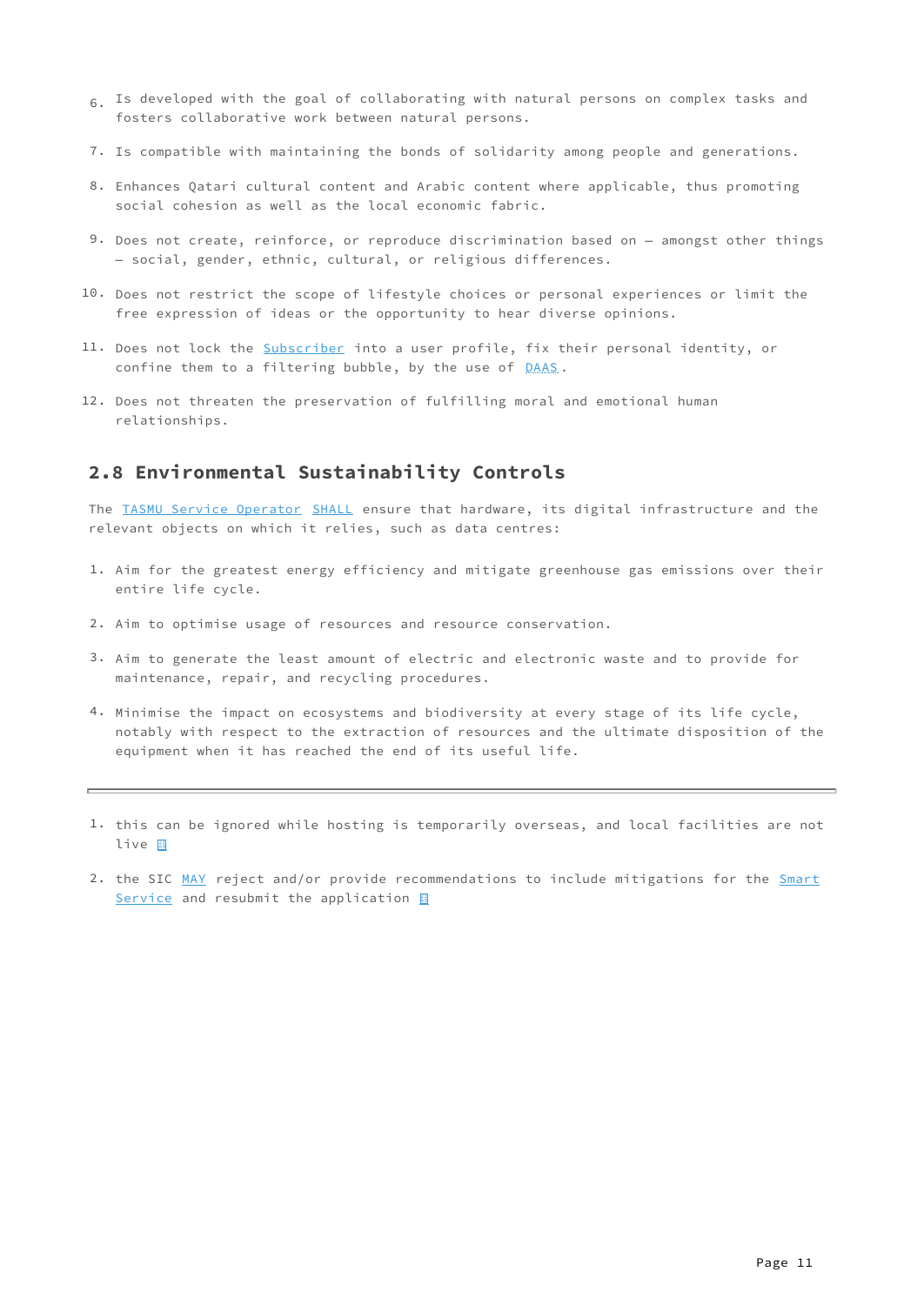6. Is developed with the goal of collaborating with natural persons on complex tasks and fosters collaborative work between natural persons.

7. Is compatible with maintaining the bonds of solidarity among people and generations.

8. Enhances Qatari cultural content and Arabic content where applicable, thus promoting social cohesion as well as the local economic fabric.

9. Does not create, reinforce, or reproduce discrimination based on – amongst other things – social, gender, ethnic, cultural, or religious differences.

10. Does not restrict the scope of lifestyle choices or personal experiences or limit the free expression of ideas or the opportunity to hear diverse opinions.

11. Does not lock the Subscriber into a user profile, fix their personal identity, or confine them to a filtering bubble, by the use of DAAS.

12. Does not threaten the preservation of fulfilling moral and emotional human relationships.

## 2.8 Environmental Sustainability Controls

The TASMU Service Operator SHALL ensure that hardware, its digital infrastructure and the relevant objects on which it relies, such as data centres:

1. Aim for the greatest energy efficiency and mitigate greenhouse gas emissions over their entire life cycle.

2. Aim to optimise usage of resources and resource conservation.

3. Aim to generate the least amount of electric and electronic waste and to provide for maintenance, repair, and recycling procedures.

4. Minimise the impact on ecosystems and biodiversity at every stage of its life cycle, notably with respect to the extraction of resources and the ultimate disposition of the equipment when it has reached the end of its useful life.

---

1. this can be ignored while hosting is temporarily overseas, and local facilities are not live ↩

2. the SIC MAY reject and/or provide recommendations to include mitigations for the Smart Service and resubmit the application ↩